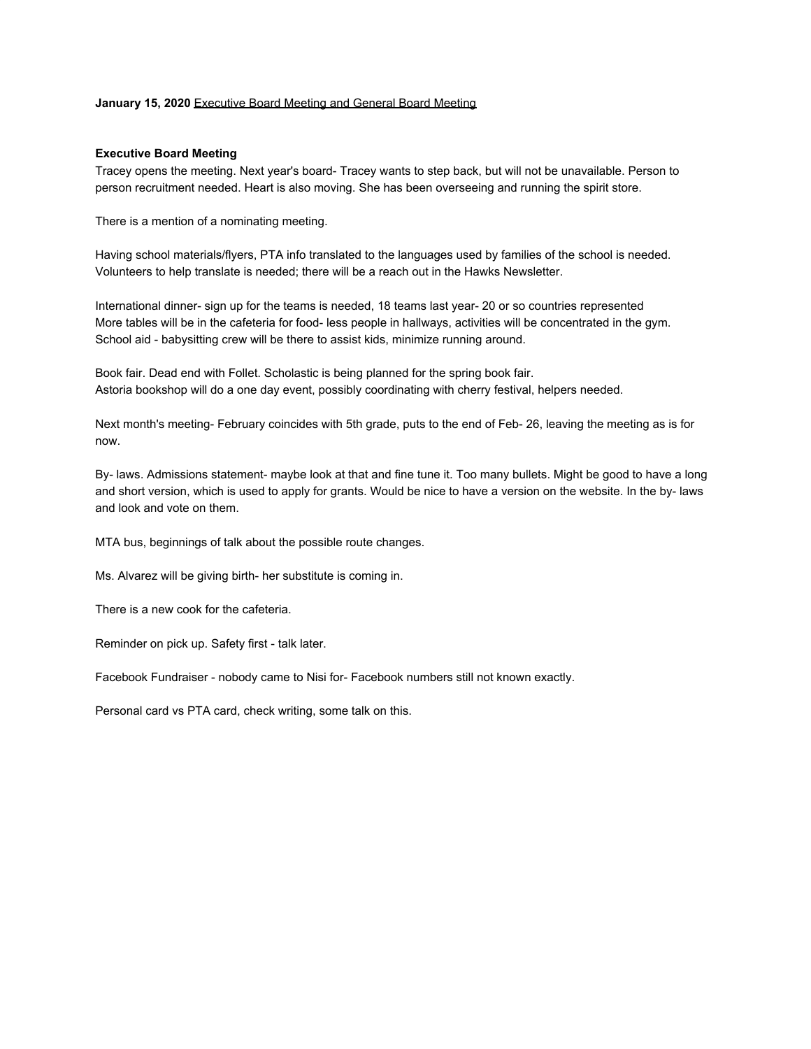**January 15, 2020** Executive Board Meeting and General Board Meeting

**Executive Board Meeting**

Tracey opens the meeting. Next year's board- Tracey wants to step back, but will not be unavailable. Person to person recruitment needed. Heart is also moving. She has been overseeing and running the spirit store.

There is a mention of a nominating meeting.

Having school materials/flyers, PTA info translated to the languages used by families of the school is needed. Volunteers to help translate is needed; there will be a reach out in the Hawks Newsletter.

International dinner- sign up for the teams is needed, 18 teams last year- 20 or so countries represented
More tables will be in the cafeteria for food- less people in hallways, activities will be concentrated in the gym.
School aid - babysitting crew will be there to assist kids, minimize running around.

Book fair. Dead end with Follet. Scholastic is being planned for the spring book fair.
Astoria bookshop will do a one day event, possibly coordinating with cherry festival, helpers needed.

Next month's meeting- February coincides with 5th grade, puts to the end of Feb- 26, leaving the meeting as is for now.

By- laws. Admissions statement- maybe look at that and fine tune it. Too many bullets. Might be good to have a long and short version, which is used to apply for grants. Would be nice to have a version on the website. In the by- laws and look and vote on them.

MTA bus, beginnings of talk about the possible route changes.

Ms. Alvarez will be giving birth- her substitute is coming in.

There is a new cook for the cafeteria.

Reminder on pick up. Safety first - talk later.

Facebook Fundraiser - nobody came to Nisi for- Facebook numbers still not known exactly.

Personal card vs PTA card, check writing, some talk on this.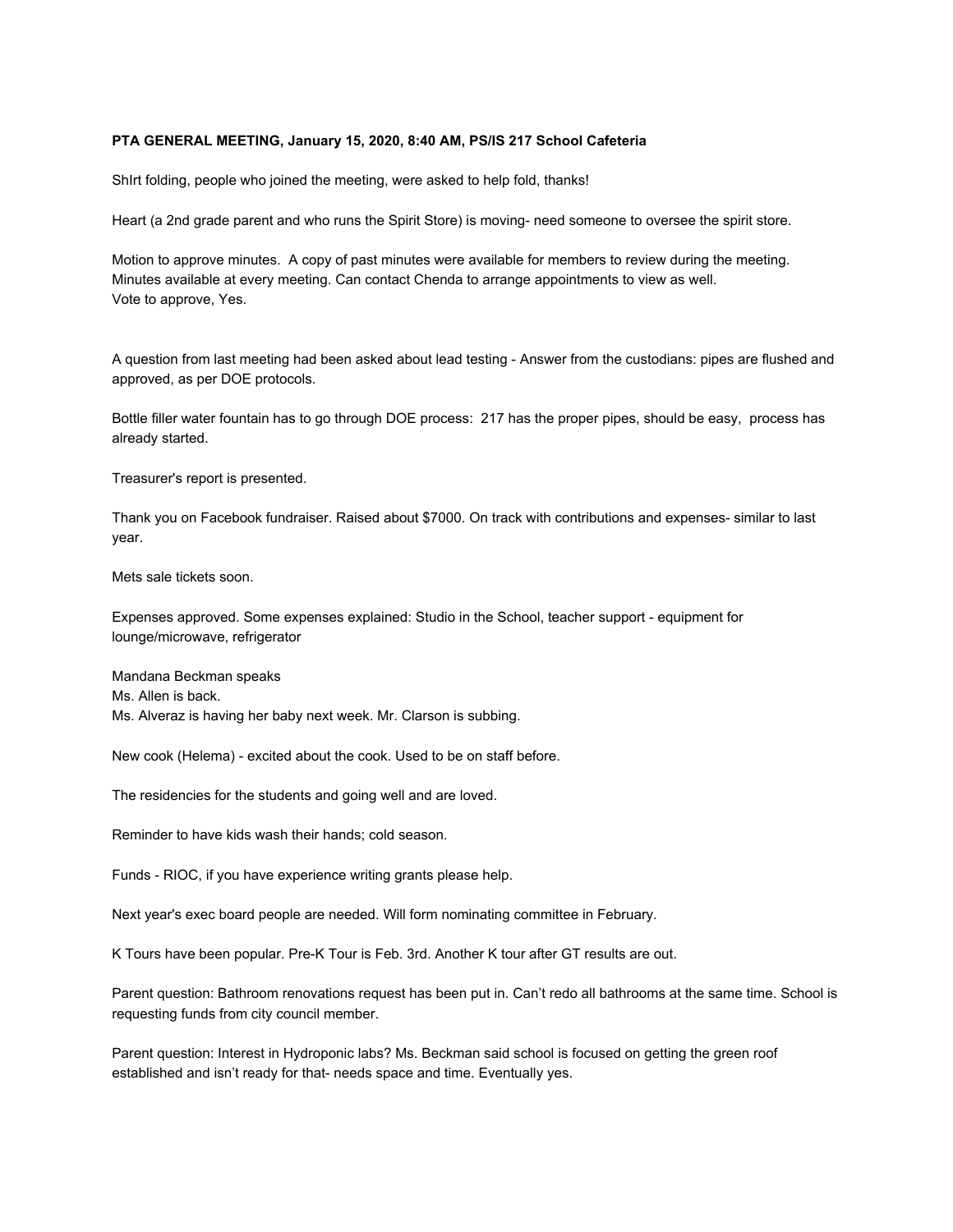**PTA GENERAL MEETING, January 15, 2020, 8:40 AM, PS/IS 217 School Cafeteria**

ShIrt folding, people who joined the meeting, were asked to help fold, thanks!

Heart (a 2nd grade parent and who runs the Spirit Store) is moving- need someone to oversee the spirit store.

Motion to approve minutes. A copy of past minutes were available for members to review during the meeting. Minutes available at every meeting. Can contact Chenda to arrange appointments to view as well.
Vote to approve, Yes.

A question from last meeting had been asked about lead testing - Answer from the custodians: pipes are flushed and approved, as per DOE protocols.

Bottle filler water fountain has to go through DOE process: 217 has the proper pipes, should be easy, process has already started.

Treasurer's report is presented.

Thank you on Facebook fundraiser. Raised about $7000. On track with contributions and expenses- similar to last year.

Mets sale tickets soon.

Expenses approved. Some expenses explained: Studio in the School, teacher support - equipment for lounge/microwave, refrigerator

Mandana Beckman speaks
Ms. Allen is back.
Ms. Alveraz is having her baby next week. Mr. Clarson is subbing.

New cook (Helema) - excited about the cook. Used to be on staff before.

The residencies for the students and going well and are loved.

Reminder to have kids wash their hands; cold season.

Funds - RIOC, if you have experience writing grants please help.

Next year's exec board people are needed. Will form nominating committee in February.

K Tours have been popular. Pre-K Tour is Feb. 3rd. Another K tour after GT results are out.

Parent question: Bathroom renovations request has been put in. Can't redo all bathrooms at the same time. School is requesting funds from city council member.

Parent question: Interest in Hydroponic labs? Ms. Beckman said school is focused on getting the green roof established and isn't ready for that- needs space and time. Eventually yes.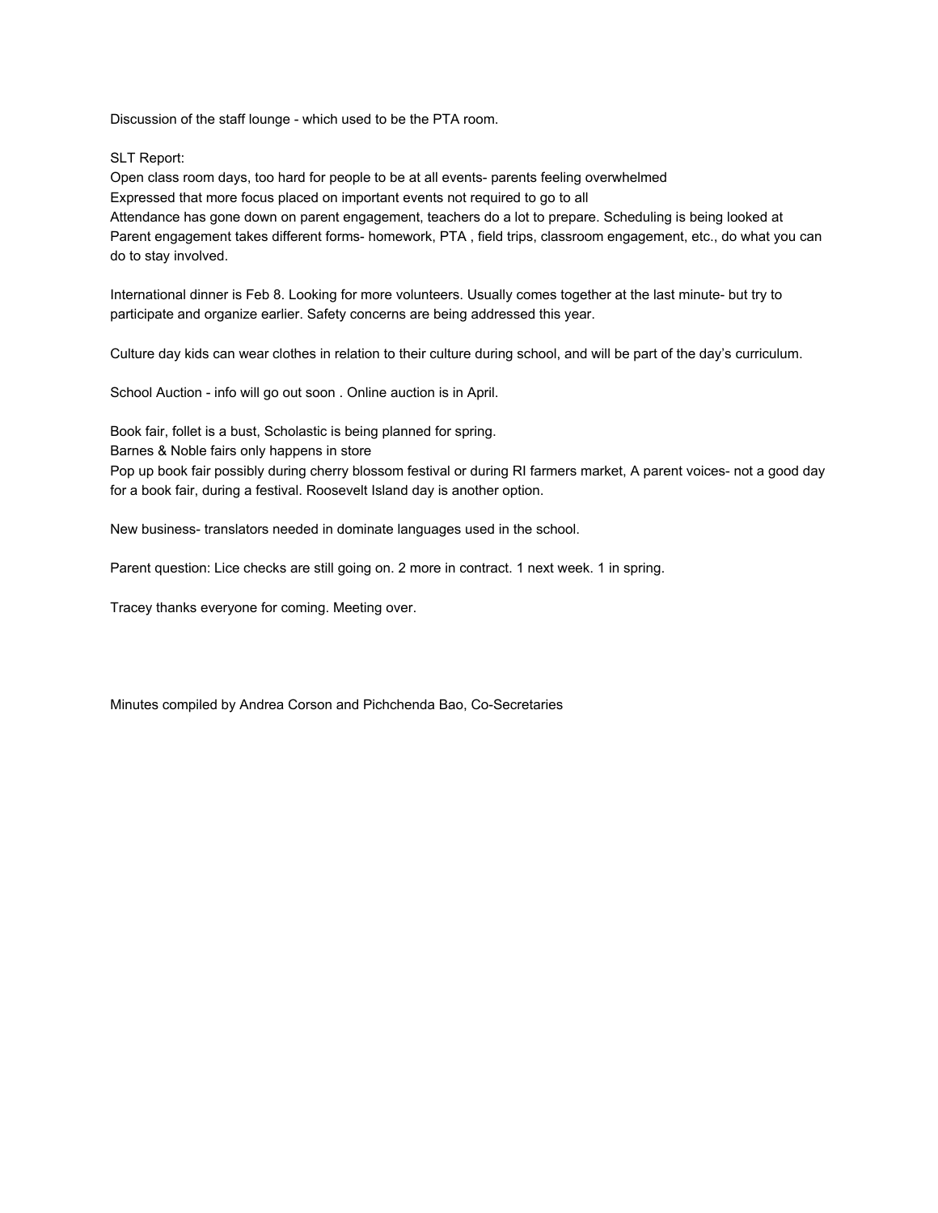Discussion of the staff lounge - which used to be the PTA room.

SLT Report:
Open class room days, too hard for people to be at all events- parents feeling overwhelmed
Expressed that more focus placed on important events not required to go to all
Attendance has gone down on parent engagement, teachers do a lot to prepare. Scheduling is being looked at
Parent engagement takes different forms- homework, PTA , field trips, classroom engagement, etc., do what you can do to stay involved.

International dinner is Feb 8. Looking for more volunteers. Usually comes together at the last minute- but try to participate and organize earlier. Safety concerns are being addressed this year.

Culture day kids can wear clothes in relation to their culture during school, and will be part of the day's curriculum.

School Auction - info will go out soon . Online auction is in April.

Book fair, follet is a bust, Scholastic is being planned for spring.
Barnes & Noble fairs only happens in store
Pop up book fair possibly during cherry blossom festival or during RI farmers market, A parent voices- not a good day for a book fair, during a festival. Roosevelt Island day is another option.

New business- translators needed in dominate languages used in the school.

Parent question: Lice checks are still going on. 2 more in contract. 1 next week. 1 in spring.

Tracey thanks everyone for coming. Meeting over.

Minutes compiled by Andrea Corson and Pichchenda Bao, Co-Secretaries